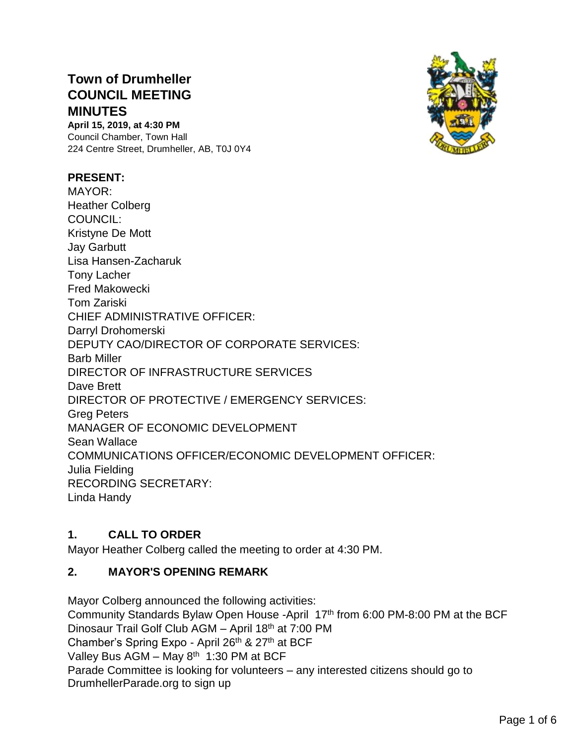# Town of Drumheller COUNCIL MEETING MINUTES

**April 15, 2019, at 4:30 PM**
Council Chamber, Town Hall
224 Centre Street, Drumheller, AB, T0J 0Y4

**PRESENT:**
MAYOR:
Heather Colberg
COUNCIL:
Kristyne De Mott
Jay Garbutt
Lisa Hansen-Zacharuk
Tony Lacher
Fred Makowecki
Tom Zariski
CHIEF ADMINISTRATIVE OFFICER:
Darryl Drohomerski
DEPUTY CAO/DIRECTOR OF CORPORATE SERVICES:
Barb Miller
DIRECTOR OF INFRASTRUCTURE SERVICES
Dave Brett
DIRECTOR OF PROTECTIVE / EMERGENCY SERVICES:
Greg Peters
MANAGER OF ECONOMIC DEVELOPMENT
Sean Wallace
COMMUNICATIONS OFFICER/ECONOMIC DEVELOPMENT OFFICER:
Julia Fielding
RECORDING SECRETARY:
Linda Handy

## 1. CALL TO ORDER

Mayor Heather Colberg called the meeting to order at 4:30 PM.

## 2. MAYOR'S OPENING REMARK

Mayor Colberg announced the following activities:
Community Standards Bylaw Open House -April 17th from 6:00 PM-8:00 PM at the BCF
Dinosaur Trail Golf Club AGM – April 18th at 7:00 PM
Chamber's Spring Expo - April 26th & 27th at BCF
Valley Bus AGM – May 8th 1:30 PM at BCF
Parade Committee is looking for volunteers – any interested citizens should go to DrumhellerParade.org to sign up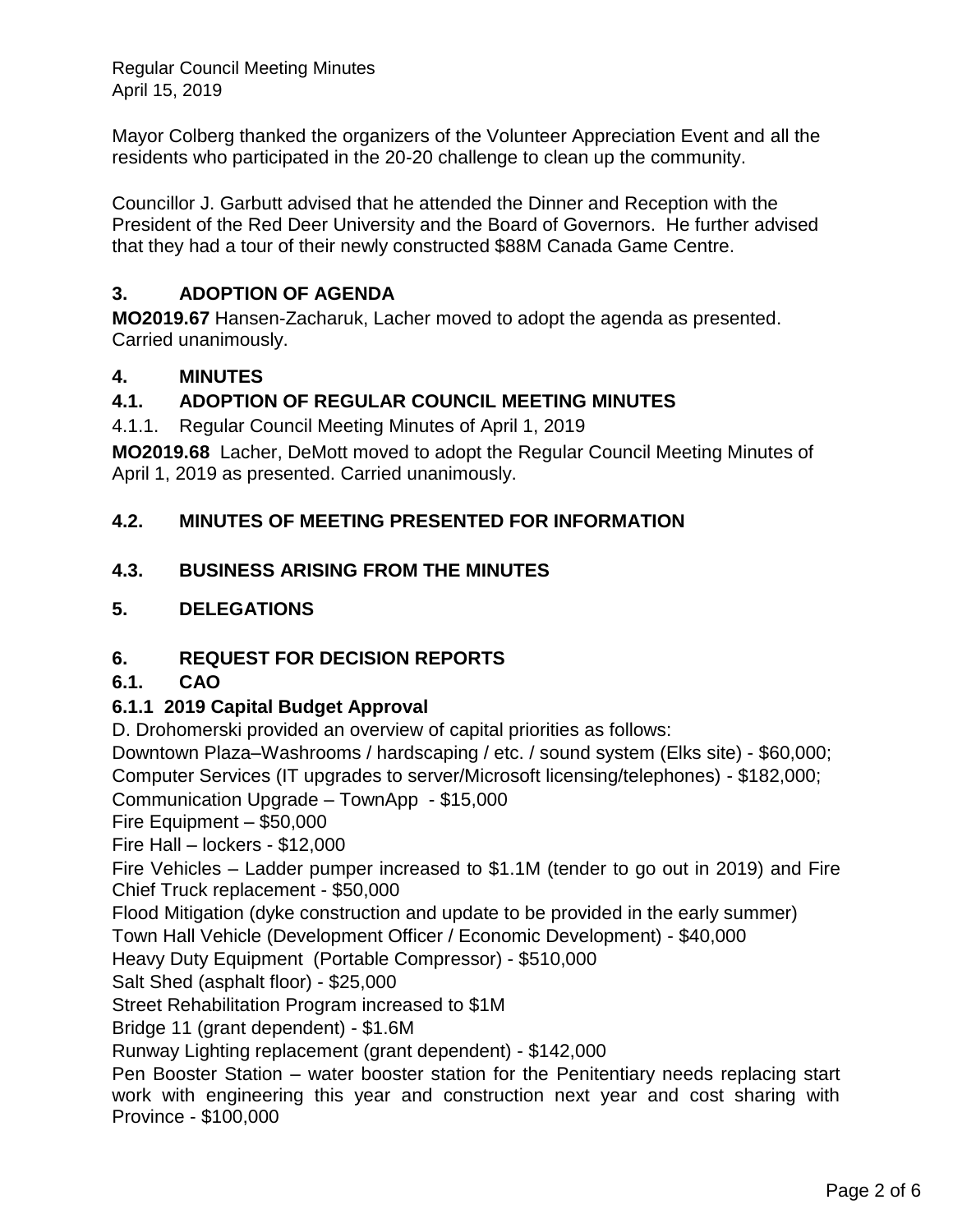Mayor Colberg thanked the organizers of the Volunteer Appreciation Event and all the residents who participated in the 20-20 challenge to clean up the community.

Councillor J. Garbutt advised that he attended the Dinner and Reception with the President of the Red Deer University and the Board of Governors. He further advised that they had a tour of their newly constructed $88M Canada Game Centre.

## 3. ADOPTION OF AGENDA

**MO2019.67** Hansen-Zacharuk, Lacher moved to adopt the agenda as presented. Carried unanimously.

## 4. MINUTES

### 4.1. ADOPTION OF REGULAR COUNCIL MEETING MINUTES

4.1.1. Regular Council Meeting Minutes of April 1, 2019

**MO2019.68** Lacher, DeMott moved to adopt the Regular Council Meeting Minutes of April 1, 2019 as presented. Carried unanimously.

### 4.2. MINUTES OF MEETING PRESENTED FOR INFORMATION

### 4.3. BUSINESS ARISING FROM THE MINUTES

## 5. DELEGATIONS

## 6. REQUEST FOR DECISION REPORTS

### 6.1. CAO

#### 6.1.1 2019 Capital Budget Approval

D. Drohomerski provided an overview of capital priorities as follows:
Downtown Plaza–Washrooms / hardscaping / etc. / sound system (Elks site) - $60,000;
Computer Services (IT upgrades to server/Microsoft licensing/telephones) - $182,000;
Communication Upgrade – TownApp - $15,000
Fire Equipment – $50,000
Fire Hall – lockers - $12,000
Fire Vehicles – Ladder pumper increased to $1.1M (tender to go out in 2019) and Fire Chief Truck replacement - $50,000
Flood Mitigation (dyke construction and update to be provided in the early summer)
Town Hall Vehicle (Development Officer / Economic Development) - $40,000
Heavy Duty Equipment (Portable Compressor) - $510,000
Salt Shed (asphalt floor) - $25,000
Street Rehabilitation Program increased to $1M
Bridge 11 (grant dependent) - $1.6M
Runway Lighting replacement (grant dependent) - $142,000
Pen Booster Station – water booster station for the Penitentiary needs replacing start work with engineering this year and construction next year and cost sharing with Province - $100,000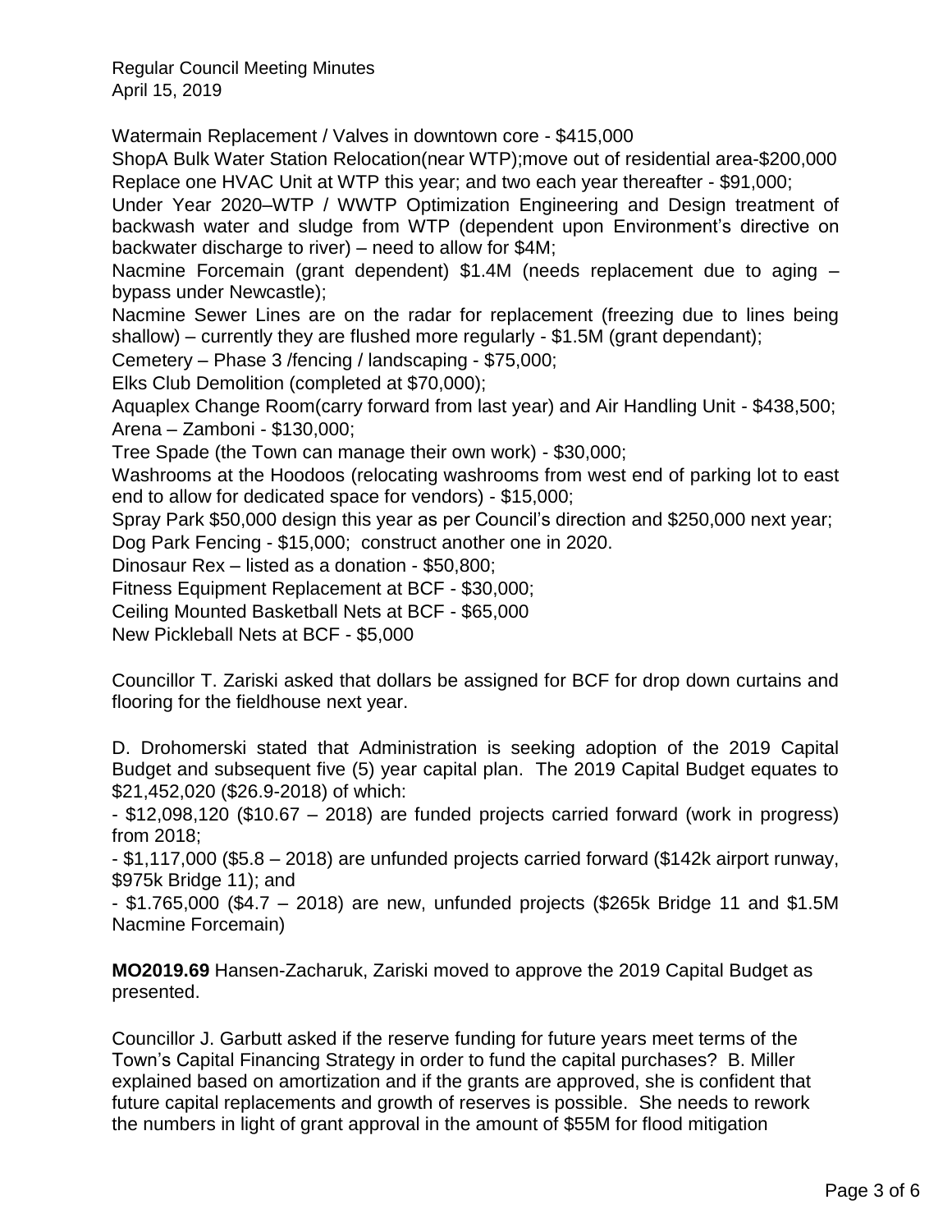Watermain Replacement / Valves in downtown core - $415,000

ShopA Bulk Water Station Relocation(near WTP);move out of residential area-$200,000

Replace one HVAC Unit at WTP this year; and two each year thereafter - $91,000;

Under Year 2020–WTP / WWTP Optimization Engineering and Design treatment of backwash water and sludge from WTP (dependent upon Environment's directive on backwater discharge to river) – need to allow for $4M;

Nacmine Forcemain (grant dependent) $1.4M (needs replacement due to aging – bypass under Newcastle);

Nacmine Sewer Lines are on the radar for replacement (freezing due to lines being shallow) – currently they are flushed more regularly - $1.5M (grant dependant);

Cemetery – Phase 3 /fencing / landscaping - $75,000;

Elks Club Demolition (completed at $70,000);

Aquaplex Change Room(carry forward from last year) and Air Handling Unit - $438,500;

Arena – Zamboni - $130,000;

Tree Spade (the Town can manage their own work) - $30,000;

Washrooms at the Hoodoos (relocating washrooms from west end of parking lot to east end to allow for dedicated space for vendors) - $15,000;

Spray Park $50,000 design this year as per Council's direction and $250,000 next year;

Dog Park Fencing - $15,000; construct another one in 2020.

Dinosaur Rex – listed as a donation - $50,800;

Fitness Equipment Replacement at BCF - $30,000;

Ceiling Mounted Basketball Nets at BCF - $65,000

New Pickleball Nets at BCF - $5,000

Councillor T. Zariski asked that dollars be assigned for BCF for drop down curtains and flooring for the fieldhouse next year.

D. Drohomerski stated that Administration is seeking adoption of the 2019 Capital Budget and subsequent five (5) year capital plan. The 2019 Capital Budget equates to $21,452,020 ($26.9-2018) of which:

- $12,098,120 ($10.67 – 2018) are funded projects carried forward (work in progress) from 2018;
- $1,117,000 ($5.8 – 2018) are unfunded projects carried forward ($142k airport runway, $975k Bridge 11); and
- $1.765,000 ($4.7 – 2018) are new, unfunded projects ($265k Bridge 11 and $1.5M Nacmine Forcemain)

**MO2019.69** Hansen-Zacharuk, Zariski moved to approve the 2019 Capital Budget as presented.

Councillor J. Garbutt asked if the reserve funding for future years meet terms of the Town's Capital Financing Strategy in order to fund the capital purchases? B. Miller explained based on amortization and if the grants are approved, she is confident that future capital replacements and growth of reserves is possible. She needs to rework the numbers in light of grant approval in the amount of $55M for flood mitigation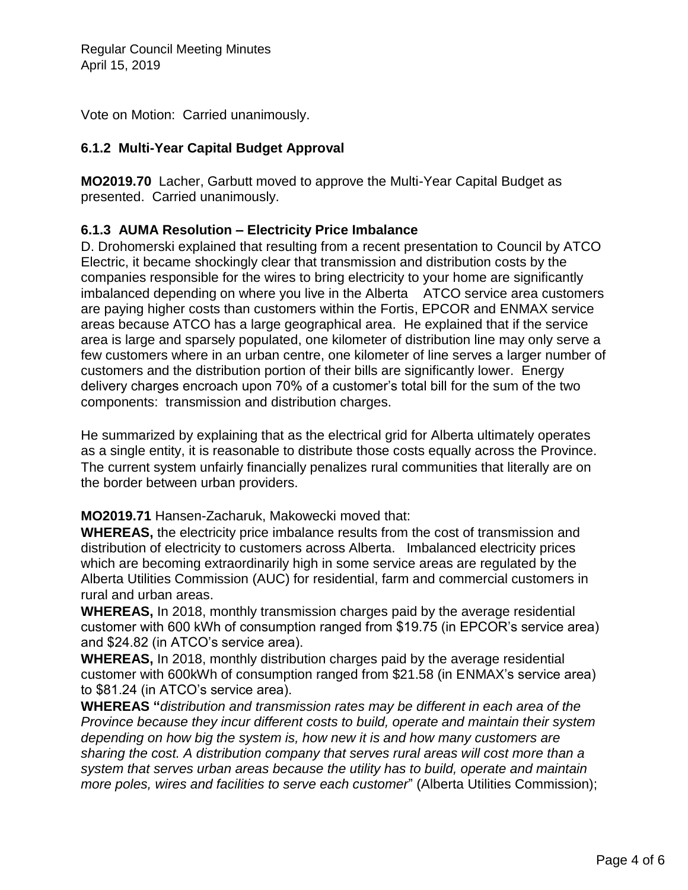Vote on Motion: Carried unanimously.

### 6.1.2 Multi-Year Capital Budget Approval

**MO2019.70** Lacher, Garbutt moved to approve the Multi-Year Capital Budget as presented. Carried unanimously.

### 6.1.3 AUMA Resolution – Electricity Price Imbalance

D. Drohomerski explained that resulting from a recent presentation to Council by ATCO Electric, it became shockingly clear that transmission and distribution costs by the companies responsible for the wires to bring electricity to your home are significantly imbalanced depending on where you live in the Alberta ATCO service area customers are paying higher costs than customers within the Fortis, EPCOR and ENMAX service areas because ATCO has a large geographical area. He explained that if the service area is large and sparsely populated, one kilometer of distribution line may only serve a few customers where in an urban centre, one kilometer of line serves a larger number of customers and the distribution portion of their bills are significantly lower. Energy delivery charges encroach upon 70% of a customer's total bill for the sum of the two components: transmission and distribution charges.

He summarized by explaining that as the electrical grid for Alberta ultimately operates as a single entity, it is reasonable to distribute those costs equally across the Province. The current system unfairly financially penalizes rural communities that literally are on the border between urban providers.

**MO2019.71** Hansen-Zacharuk, Makowecki moved that:

**WHEREAS,** the electricity price imbalance results from the cost of transmission and distribution of electricity to customers across Alberta. Imbalanced electricity prices which are becoming extraordinarily high in some service areas are regulated by the Alberta Utilities Commission (AUC) for residential, farm and commercial customers in rural and urban areas.

**WHEREAS,** In 2018, monthly transmission charges paid by the average residential customer with 600 kWh of consumption ranged from $19.75 (in EPCOR's service area) and $24.82 (in ATCO's service area).

**WHEREAS,** In 2018, monthly distribution charges paid by the average residential customer with 600kWh of consumption ranged from $21.58 (in ENMAX's service area) to $81.24 (in ATCO's service area).

**WHEREAS "***distribution and transmission rates may be different in each area of the Province because they incur different costs to build, operate and maintain their system depending on how big the system is, how new it is and how many customers are sharing the cost. A distribution company that serves rural areas will cost more than a system that serves urban areas because the utility has to build, operate and maintain more poles, wires and facilities to serve each customer*" (Alberta Utilities Commission);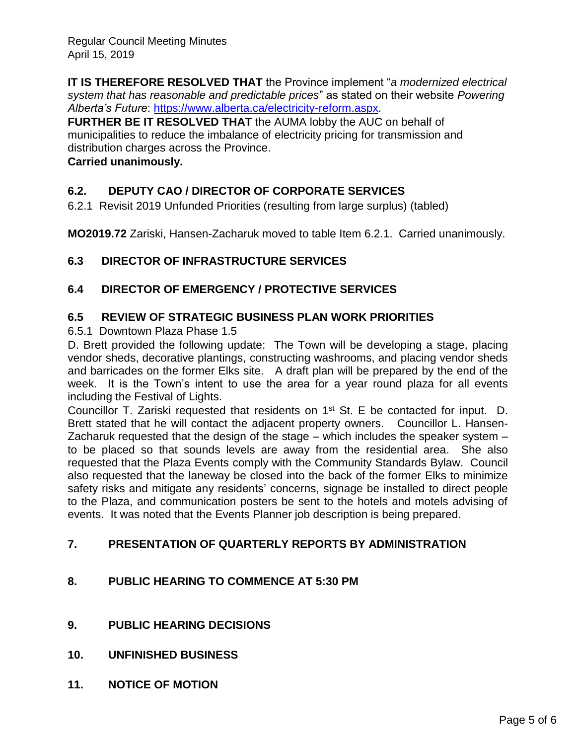**IT IS THEREFORE RESOLVED THAT** the Province implement "*a modernized electrical system that has reasonable and predictable prices*" as stated on their website *Powering Alberta's Future*: https://www.alberta.ca/electricity-reform.aspx.

**FURTHER BE IT RESOLVED THAT** the AUMA lobby the AUC on behalf of municipalities to reduce the imbalance of electricity pricing for transmission and distribution charges across the Province.

**Carried unanimously.**

## 6.2. DEPUTY CAO / DIRECTOR OF CORPORATE SERVICES

6.2.1 Revisit 2019 Unfunded Priorities (resulting from large surplus) (tabled)

**MO2019.72** Zariski, Hansen-Zacharuk moved to table Item 6.2.1. Carried unanimously.

## 6.3 DIRECTOR OF INFRASTRUCTURE SERVICES

## 6.4 DIRECTOR OF EMERGENCY / PROTECTIVE SERVICES

## 6.5 REVIEW OF STRATEGIC BUSINESS PLAN WORK PRIORITIES

6.5.1 Downtown Plaza Phase 1.5

D. Brett provided the following update: The Town will be developing a stage, placing vendor sheds, decorative plantings, constructing washrooms, and placing vendor sheds and barricades on the former Elks site. A draft plan will be prepared by the end of the week. It is the Town's intent to use the area for a year round plaza for all events including the Festival of Lights.

Councillor T. Zariski requested that residents on 1st St. E be contacted for input. D. Brett stated that he will contact the adjacent property owners. Councillor L. Hansen-Zacharuk requested that the design of the stage – which includes the speaker system – to be placed so that sounds levels are away from the residential area. She also requested that the Plaza Events comply with the Community Standards Bylaw. Council also requested that the laneway be closed into the back of the former Elks to minimize safety risks and mitigate any residents' concerns, signage be installed to direct people to the Plaza, and communication posters be sent to the hotels and motels advising of events. It was noted that the Events Planner job description is being prepared.

## 7. PRESENTATION OF QUARTERLY REPORTS BY ADMINISTRATION

## 8. PUBLIC HEARING TO COMMENCE AT 5:30 PM

## 9. PUBLIC HEARING DECISIONS

## 10. UNFINISHED BUSINESS

## 11. NOTICE OF MOTION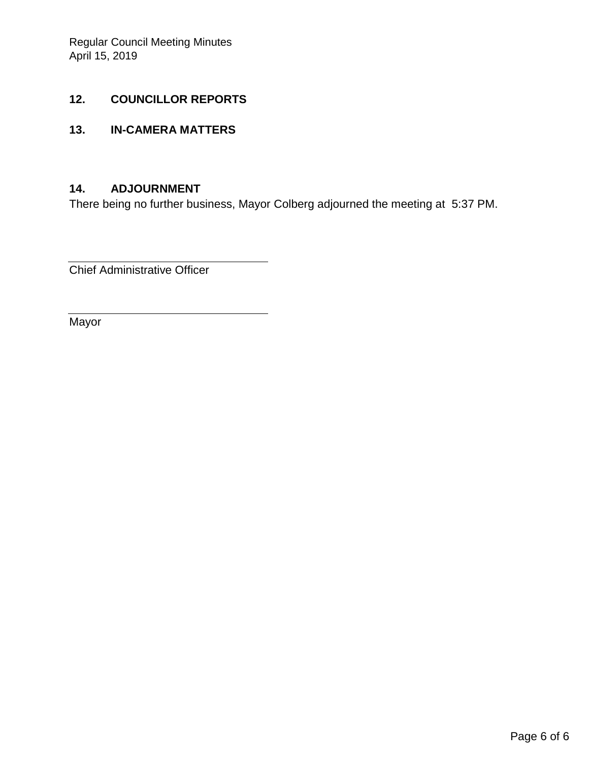## 12. COUNCILLOR REPORTS

## 13. IN-CAMERA MATTERS

## 14. ADJOURNMENT

There being no further business, Mayor Colberg adjourned the meeting at 5:37 PM.

\_\_\_\_\_\_\_\_\_\_\_\_\_\_\_\_\_\_\_\_\_\_\_\_\_\_\_\_\_\_\_\_

Chief Administrative Officer

\_\_\_\_\_\_\_\_\_\_\_\_\_\_\_\_\_\_\_\_\_\_\_\_\_\_\_\_\_\_\_\_

Mayor